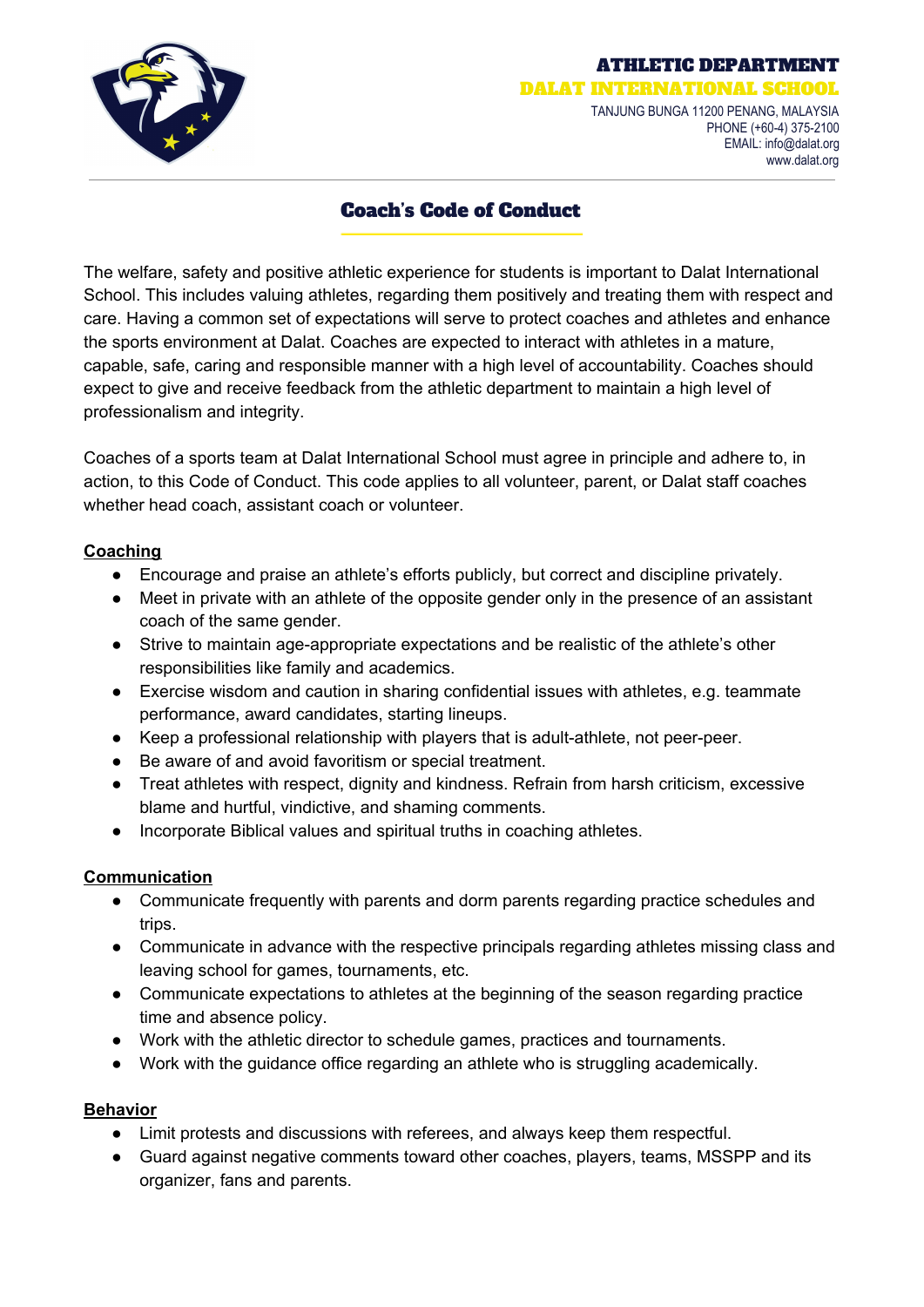**ATHLETIC DEPARTMENT**
**DALAT INTERNATIONAL SCHOOL**
TANJUNG BUNGA 11200 PENANG, MALAYSIA
PHONE (+60-4) 375-2100
EMAIL: info@dalat.org
www.dalat.org

# Coach's Code of Conduct

The welfare, safety and positive athletic experience for students is important to Dalat International School. This includes valuing athletes, regarding them positively and treating them with respect and care. Having a common set of expectations will serve to protect coaches and athletes and enhance the sports environment at Dalat. Coaches are expected to interact with athletes in a mature, capable, safe, caring and responsible manner with a high level of accountability. Coaches should expect to give and receive feedback from the athletic department to maintain a high level of professionalism and integrity.

Coaches of a sports team at Dalat International School must agree in principle and adhere to, in action, to this Code of Conduct. This code applies to all volunteer, parent, or Dalat staff coaches whether head coach, assistant coach or volunteer.

## Coaching

- Encourage and praise an athlete's efforts publicly, but correct and discipline privately.
- Meet in private with an athlete of the opposite gender only in the presence of an assistant coach of the same gender.
- Strive to maintain age-appropriate expectations and be realistic of the athlete's other responsibilities like family and academics.
- Exercise wisdom and caution in sharing confidential issues with athletes, e.g. teammate performance, award candidates, starting lineups.
- Keep a professional relationship with players that is adult-athlete, not peer-peer.
- Be aware of and avoid favoritism or special treatment.
- Treat athletes with respect, dignity and kindness. Refrain from harsh criticism, excessive blame and hurtful, vindictive, and shaming comments.
- Incorporate Biblical values and spiritual truths in coaching athletes.

## Communication

- Communicate frequently with parents and dorm parents regarding practice schedules and trips.
- Communicate in advance with the respective principals regarding athletes missing class and leaving school for games, tournaments, etc.
- Communicate expectations to athletes at the beginning of the season regarding practice time and absence policy.
- Work with the athletic director to schedule games, practices and tournaments.
- Work with the guidance office regarding an athlete who is struggling academically.

## Behavior

- Limit protests and discussions with referees, and always keep them respectful.
- Guard against negative comments toward other coaches, players, teams, MSSPP and its organizer, fans and parents.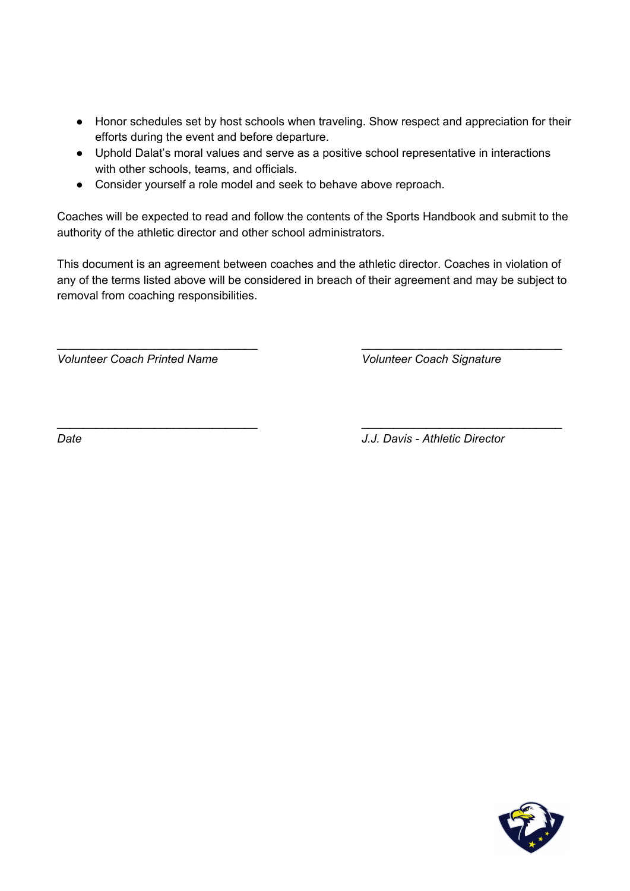- Honor schedules set by host schools when traveling. Show respect and appreciation for their efforts during the event and before departure.
- Uphold Dalat's moral values and serve as a positive school representative in interactions with other schools, teams, and officials.
- Consider yourself a role model and seek to behave above reproach.

Coaches will be expected to read and follow the contents of the Sports Handbook and submit to the authority of the athletic director and other school administrators.

This document is an agreement between coaches and the athletic director. Coaches in violation of any of the terms listed above will be considered in breach of their agreement and may be subject to removal from coaching responsibilities.

| | |
|---|---|
| ________________________________ | ________________________________ |
| *Volunteer Coach Printed Name* | *Volunteer Coach Signature* |
| ________________________________ | ________________________________ |
| *Date* | *J.J. Davis - Athletic Director* |